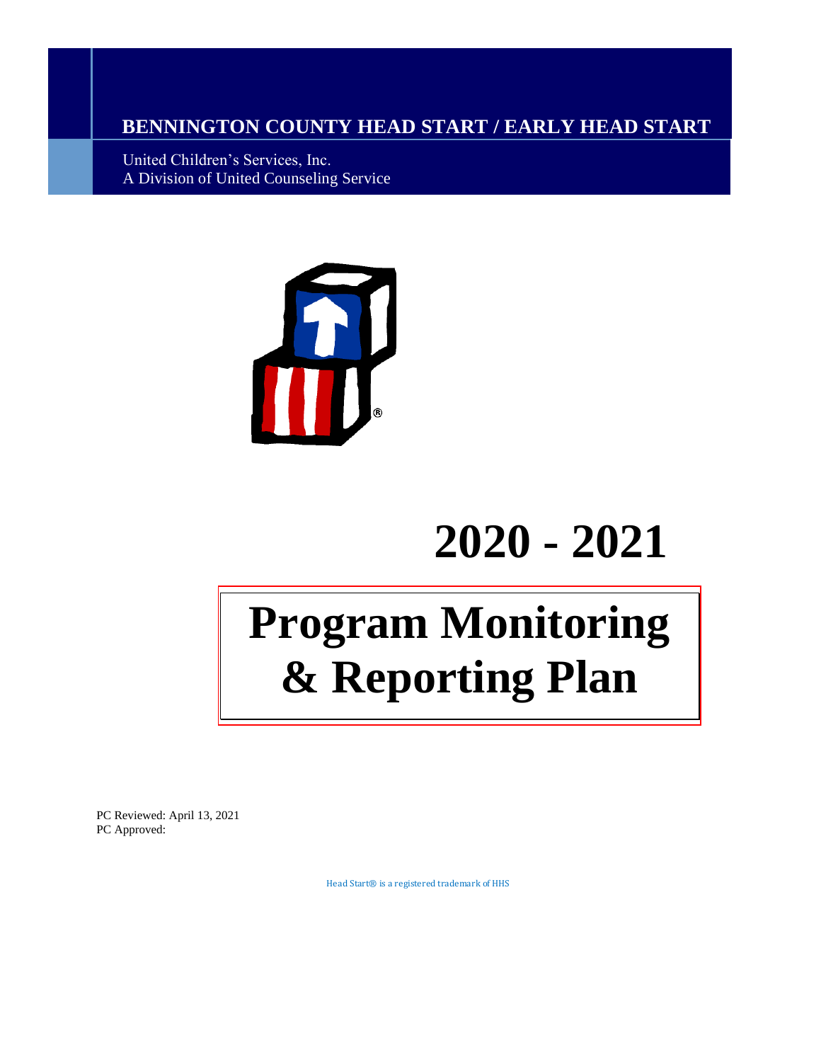**BENNINGTON COUNTY HEAD START / EARLY HEAD START**

United Children's Services, Inc.
A Division of United Counseling Service

# 2020 - 2021

# Program Monitoring & Reporting Plan

PC Reviewed: April 13, 2021
PC Approved:

Head Start® is a registered trademark of HHS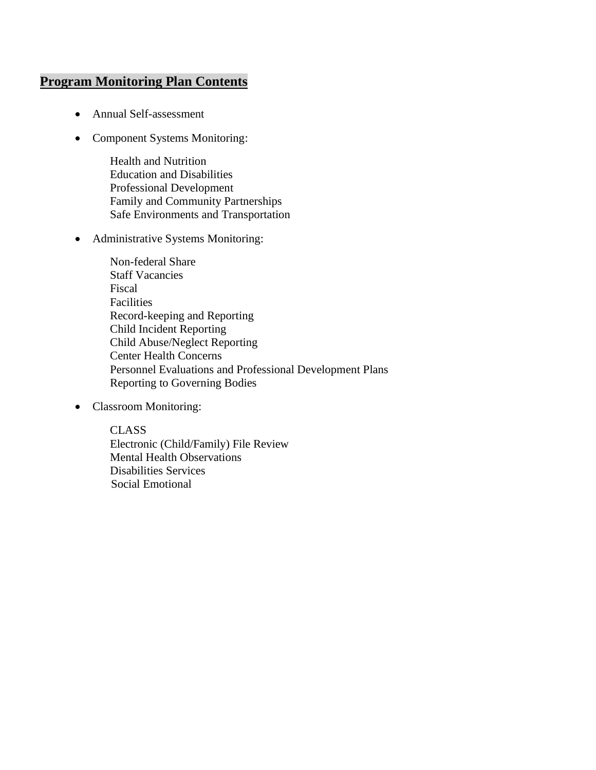## **Program Monitoring Plan Contents**

- Annual Self-assessment
- Component Systems Monitoring:
  - Health and Nutrition
  - Education and Disabilities
  - Professional Development
  - Family and Community Partnerships
  - Safe Environments and Transportation
- Administrative Systems Monitoring:
  - Non-federal Share
  - Staff Vacancies
  - Fiscal
  - Facilities
  - Record-keeping and Reporting
  - Child Incident Reporting
  - Child Abuse/Neglect Reporting
  - Center Health Concerns
  - Personnel Evaluations and Professional Development Plans
  - Reporting to Governing Bodies
- Classroom Monitoring:
  - CLASS
  - Electronic (Child/Family) File Review
  - Mental Health Observations
  - Disabilities Services
  - Social Emotional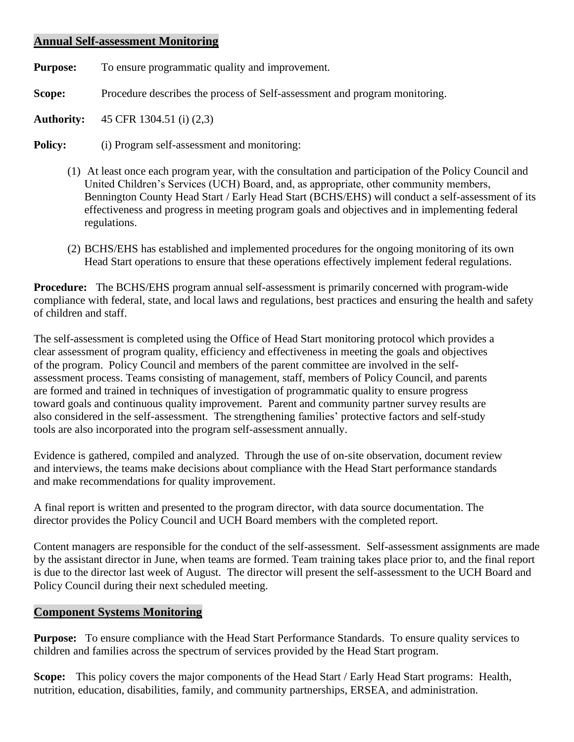## Annual Self-assessment Monitoring

**Purpose:** To ensure programmatic quality and improvement.

**Scope:** Procedure describes the process of Self-assessment and program monitoring.

**Authority:** 45 CFR 1304.51 (i) (2,3)

**Policy:** (i) Program self-assessment and monitoring:

(1) At least once each program year, with the consultation and participation of the Policy Council and United Children's Services (UCH) Board, and, as appropriate, other community members, Bennington County Head Start / Early Head Start (BCHS/EHS) will conduct a self-assessment of its effectiveness and progress in meeting program goals and objectives and in implementing federal regulations.

(2) BCHS/EHS has established and implemented procedures for the ongoing monitoring of its own Head Start operations to ensure that these operations effectively implement federal regulations.

**Procedure:** The BCHS/EHS program annual self-assessment is primarily concerned with program-wide compliance with federal, state, and local laws and regulations, best practices and ensuring the health and safety of children and staff.

The self-assessment is completed using the Office of Head Start monitoring protocol which provides a clear assessment of program quality, efficiency and effectiveness in meeting the goals and objectives of the program. Policy Council and members of the parent committee are involved in the self-assessment process. Teams consisting of management, staff, members of Policy Council, and parents are formed and trained in techniques of investigation of programmatic quality to ensure progress toward goals and continuous quality improvement. Parent and community partner survey results are also considered in the self-assessment. The strengthening families' protective factors and self-study tools are also incorporated into the program self-assessment annually.

Evidence is gathered, compiled and analyzed. Through the use of on-site observation, document review and interviews, the teams make decisions about compliance with the Head Start performance standards and make recommendations for quality improvement.

A final report is written and presented to the program director, with data source documentation. The director provides the Policy Council and UCH Board members with the completed report.

Content managers are responsible for the conduct of the self-assessment. Self-assessment assignments are made by the assistant director in June, when teams are formed. Team training takes place prior to, and the final report is due to the director last week of August. The director will present the self-assessment to the UCH Board and Policy Council during their next scheduled meeting.

## Component Systems Monitoring

**Purpose:** To ensure compliance with the Head Start Performance Standards. To ensure quality services to children and families across the spectrum of services provided by the Head Start program.

**Scope:** This policy covers the major components of the Head Start / Early Head Start programs: Health, nutrition, education, disabilities, family, and community partnerships, ERSEA, and administration.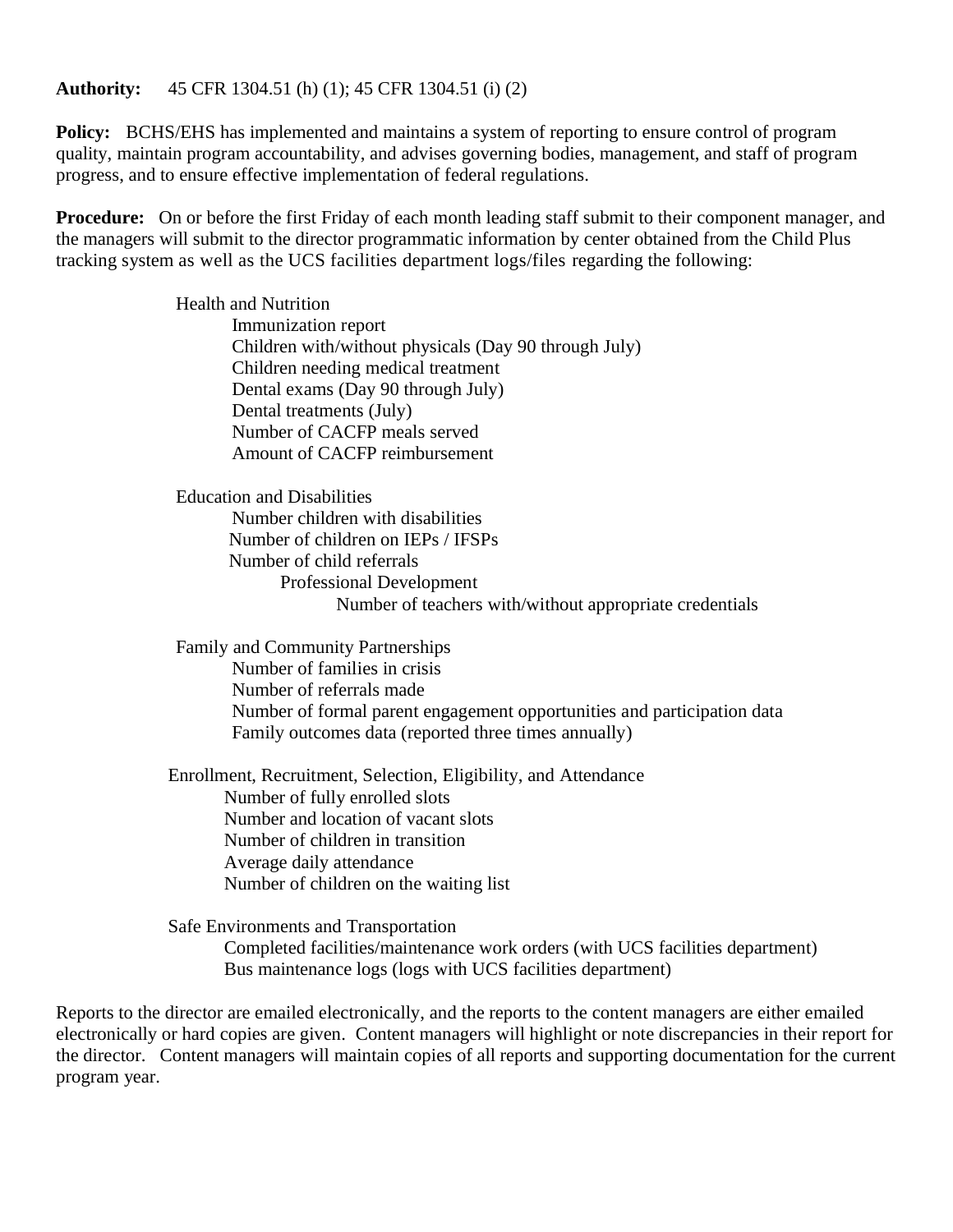**Authority:** 45 CFR 1304.51 (h) (1); 45 CFR 1304.51 (i) (2)

**Policy:** BCHS/EHS has implemented and maintains a system of reporting to ensure control of program quality, maintain program accountability, and advises governing bodies, management, and staff of program progress, and to ensure effective implementation of federal regulations.

**Procedure:** On or before the first Friday of each month leading staff submit to their component manager, and the managers will submit to the director programmatic information by center obtained from the Child Plus tracking system as well as the UCS facilities department logs/files regarding the following:

- Health and Nutrition
  - Immunization report
  - Children with/without physicals (Day 90 through July)
  - Children needing medical treatment
  - Dental exams (Day 90 through July)
  - Dental treatments (July)
  - Number of CACFP meals served
  - Amount of CACFP reimbursement

- Education and Disabilities
  - Number children with disabilities
  - Number of children on IEPs / IFSPs
  - Number of child referrals
    - Professional Development
      - Number of teachers with/without appropriate credentials

- Family and Community Partnerships
  - Number of families in crisis
  - Number of referrals made
  - Number of formal parent engagement opportunities and participation data
  - Family outcomes data (reported three times annually)

- Enrollment, Recruitment, Selection, Eligibility, and Attendance
  - Number of fully enrolled slots
  - Number and location of vacant slots
  - Number of children in transition
  - Average daily attendance
  - Number of children on the waiting list

- Safe Environments and Transportation
  - Completed facilities/maintenance work orders (with UCS facilities department)
  - Bus maintenance logs (logs with UCS facilities department)

Reports to the director are emailed electronically, and the reports to the content managers are either emailed electronically or hard copies are given. Content managers will highlight or note discrepancies in their report for the director. Content managers will maintain copies of all reports and supporting documentation for the current program year.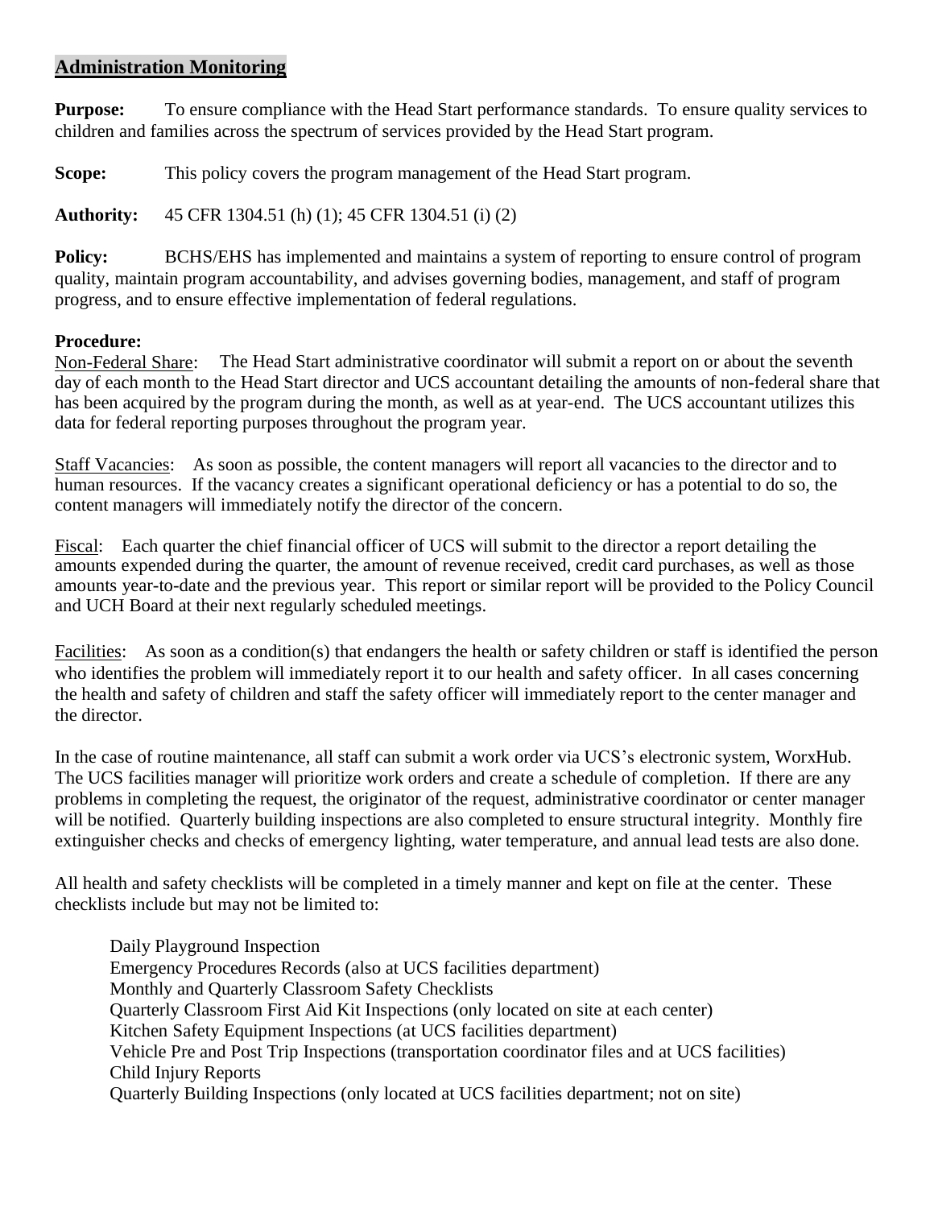## Administration Monitoring

**Purpose:** To ensure compliance with the Head Start performance standards. To ensure quality services to children and families across the spectrum of services provided by the Head Start program.

**Scope:** This policy covers the program management of the Head Start program.

**Authority:** 45 CFR 1304.51 (h) (1); 45 CFR 1304.51 (i) (2)

**Policy:** BCHS/EHS has implemented and maintains a system of reporting to ensure control of program quality, maintain program accountability, and advises governing bodies, management, and staff of program progress, and to ensure effective implementation of federal regulations.

**Procedure:**

Non-Federal Share: The Head Start administrative coordinator will submit a report on or about the seventh day of each month to the Head Start director and UCS accountant detailing the amounts of non-federal share that has been acquired by the program during the month, as well as at year-end. The UCS accountant utilizes this data for federal reporting purposes throughout the program year.

Staff Vacancies: As soon as possible, the content managers will report all vacancies to the director and to human resources. If the vacancy creates a significant operational deficiency or has a potential to do so, the content managers will immediately notify the director of the concern.

Fiscal: Each quarter the chief financial officer of UCS will submit to the director a report detailing the amounts expended during the quarter, the amount of revenue received, credit card purchases, as well as those amounts year-to-date and the previous year. This report or similar report will be provided to the Policy Council and UCH Board at their next regularly scheduled meetings.

Facilities: As soon as a condition(s) that endangers the health or safety children or staff is identified the person who identifies the problem will immediately report it to our health and safety officer. In all cases concerning the health and safety of children and staff the safety officer will immediately report to the center manager and the director.

In the case of routine maintenance, all staff can submit a work order via UCS's electronic system, WorxHub. The UCS facilities manager will prioritize work orders and create a schedule of completion. If there are any problems in completing the request, the originator of the request, administrative coordinator or center manager will be notified. Quarterly building inspections are also completed to ensure structural integrity. Monthly fire extinguisher checks and checks of emergency lighting, water temperature, and annual lead tests are also done.

All health and safety checklists will be completed in a timely manner and kept on file at the center. These checklists include but may not be limited to:

- Daily Playground Inspection
- Emergency Procedures Records (also at UCS facilities department)
- Monthly and Quarterly Classroom Safety Checklists
- Quarterly Classroom First Aid Kit Inspections (only located on site at each center)
- Kitchen Safety Equipment Inspections (at UCS facilities department)
- Vehicle Pre and Post Trip Inspections (transportation coordinator files and at UCS facilities)
- Child Injury Reports
- Quarterly Building Inspections (only located at UCS facilities department; not on site)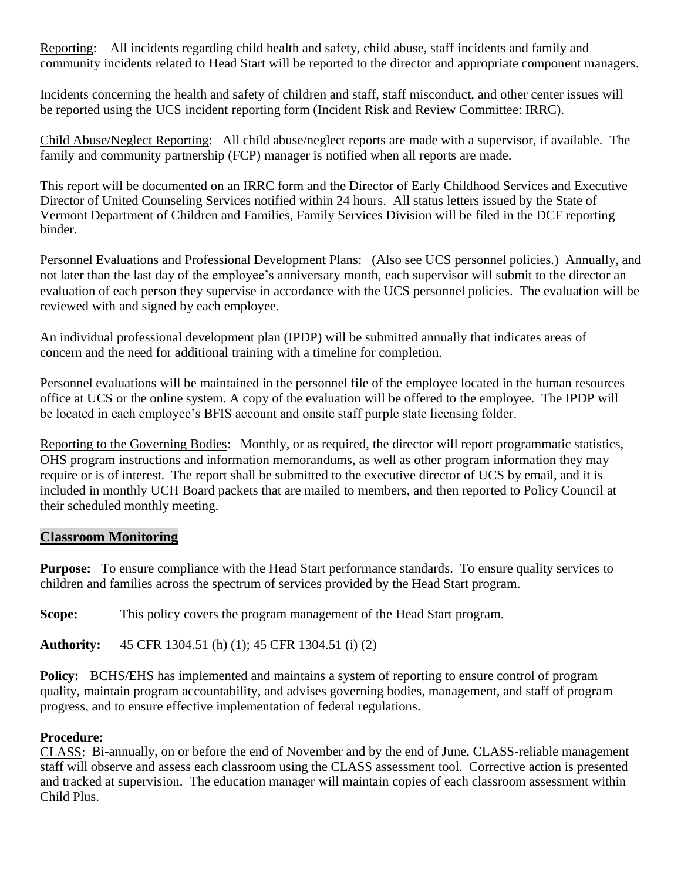Reporting: All incidents regarding child health and safety, child abuse, staff incidents and family and community incidents related to Head Start will be reported to the director and appropriate component managers.

Incidents concerning the health and safety of children and staff, staff misconduct, and other center issues will be reported using the UCS incident reporting form (Incident Risk and Review Committee: IRRC).

Child Abuse/Neglect Reporting: All child abuse/neglect reports are made with a supervisor, if available. The family and community partnership (FCP) manager is notified when all reports are made.

This report will be documented on an IRRC form and the Director of Early Childhood Services and Executive Director of United Counseling Services notified within 24 hours. All status letters issued by the State of Vermont Department of Children and Families, Family Services Division will be filed in the DCF reporting binder.

Personnel Evaluations and Professional Development Plans: (Also see UCS personnel policies.) Annually, and not later than the last day of the employee's anniversary month, each supervisor will submit to the director an evaluation of each person they supervise in accordance with the UCS personnel policies. The evaluation will be reviewed with and signed by each employee.

An individual professional development plan (IPDP) will be submitted annually that indicates areas of concern and the need for additional training with a timeline for completion.

Personnel evaluations will be maintained in the personnel file of the employee located in the human resources office at UCS or the online system. A copy of the evaluation will be offered to the employee. The IPDP will be located in each employee's BFIS account and onsite staff purple state licensing folder.

Reporting to the Governing Bodies: Monthly, or as required, the director will report programmatic statistics, OHS program instructions and information memorandums, as well as other program information they may require or is of interest. The report shall be submitted to the executive director of UCS by email, and it is included in monthly UCH Board packets that are mailed to members, and then reported to Policy Council at their scheduled monthly meeting.

## Classroom Monitoring

**Purpose:** To ensure compliance with the Head Start performance standards. To ensure quality services to children and families across the spectrum of services provided by the Head Start program.

**Scope:** This policy covers the program management of the Head Start program.

**Authority:** 45 CFR 1304.51 (h) (1); 45 CFR 1304.51 (i) (2)

**Policy:** BCHS/EHS has implemented and maintains a system of reporting to ensure control of program quality, maintain program accountability, and advises governing bodies, management, and staff of program progress, and to ensure effective implementation of federal regulations.

**Procedure:**
CLASS: Bi-annually, on or before the end of November and by the end of June, CLASS-reliable management staff will observe and assess each classroom using the CLASS assessment tool. Corrective action is presented and tracked at supervision. The education manager will maintain copies of each classroom assessment within Child Plus.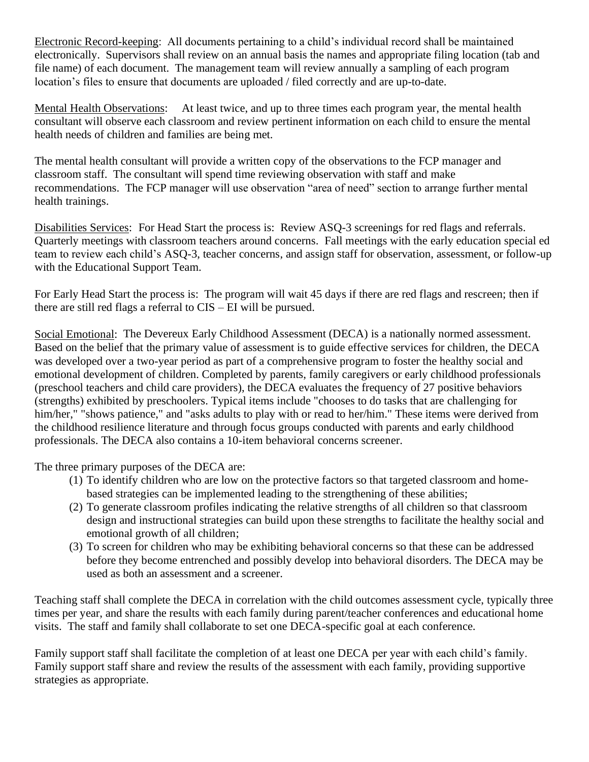Electronic Record-keeping: All documents pertaining to a child's individual record shall be maintained electronically. Supervisors shall review on an annual basis the names and appropriate filing location (tab and file name) of each document. The management team will review annually a sampling of each program location's files to ensure that documents are uploaded / filed correctly and are up-to-date.

Mental Health Observations: At least twice, and up to three times each program year, the mental health consultant will observe each classroom and review pertinent information on each child to ensure the mental health needs of children and families are being met.

The mental health consultant will provide a written copy of the observations to the FCP manager and classroom staff. The consultant will spend time reviewing observation with staff and make recommendations. The FCP manager will use observation "area of need" section to arrange further mental health trainings.

Disabilities Services: For Head Start the process is: Review ASQ-3 screenings for red flags and referrals. Quarterly meetings with classroom teachers around concerns. Fall meetings with the early education special ed team to review each child's ASQ-3, teacher concerns, and assign staff for observation, assessment, or follow-up with the Educational Support Team.

For Early Head Start the process is: The program will wait 45 days if there are red flags and rescreen; then if there are still red flags a referral to CIS – EI will be pursued.

Social Emotional: The Devereux Early Childhood Assessment (DECA) is a nationally normed assessment. Based on the belief that the primary value of assessment is to guide effective services for children, the DECA was developed over a two-year period as part of a comprehensive program to foster the healthy social and emotional development of children. Completed by parents, family caregivers or early childhood professionals (preschool teachers and child care providers), the DECA evaluates the frequency of 27 positive behaviors (strengths) exhibited by preschoolers. Typical items include "chooses to do tasks that are challenging for him/her," "shows patience," and "asks adults to play with or read to her/him." These items were derived from the childhood resilience literature and through focus groups conducted with parents and early childhood professionals. The DECA also contains a 10-item behavioral concerns screener.

The three primary purposes of the DECA are:

(1) To identify children who are low on the protective factors so that targeted classroom and home-based strategies can be implemented leading to the strengthening of these abilities;
(2) To generate classroom profiles indicating the relative strengths of all children so that classroom design and instructional strategies can build upon these strengths to facilitate the healthy social and emotional growth of all children;
(3) To screen for children who may be exhibiting behavioral concerns so that these can be addressed before they become entrenched and possibly develop into behavioral disorders. The DECA may be used as both an assessment and a screener.

Teaching staff shall complete the DECA in correlation with the child outcomes assessment cycle, typically three times per year, and share the results with each family during parent/teacher conferences and educational home visits. The staff and family shall collaborate to set one DECA-specific goal at each conference.

Family support staff shall facilitate the completion of at least one DECA per year with each child's family. Family support staff share and review the results of the assessment with each family, providing supportive strategies as appropriate.